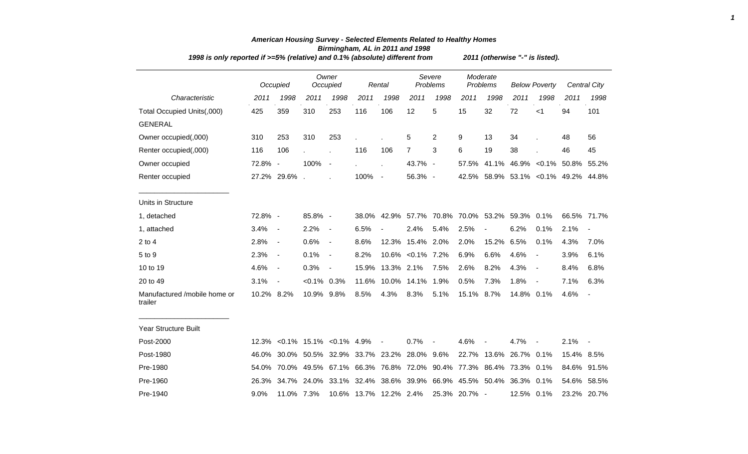## *American Housing Survey - Selected Elements Related to Healthy Homes*
## *Birmingham, AL in 2011 and 1998*

*1998 is only reported if >=5% (relative) and 0.1% (absolute) different from 2011 (otherwise "-" is listed).*

| | *Occupied* | | *Owner Occupied* | | *Rental* | | *Severe Problems* | | *Moderate Problems* | | *Below Poverty* | | *Central City* | |
|---|---|---|---|---|---|---|---|---|---|---|---|---|---|---|
| *Characteristic* | *2011* | *1998* | *2011* | *1998* | *2011* | *1998* | *2011* | *1998* | *2011* | *1998* | *2011* | *1998* | *2011* | *1998* |
| Total Occupied Units(,000) | 425 | 359 | 310 | 253 | 116 | 106 | 12 | 5 | 15 | 32 | 72 | <1 | 94 | 101 |
| GENERAL | | | | | | | | | | | | | | |
| Owner occupied(,000) | 310 | 253 | 310 | 253 | . | . | 5 | 2 | 9 | 13 | 34 | . | 48 | 56 |
| Renter occupied(,000) | 116 | 106 | . | . | 116 | 106 | 7 | 3 | 6 | 19 | 38 | . | 46 | 45 |
| Owner occupied | 72.8% | - | 100% | - | . | . | 43.7% | - | 57.5% | 41.1% | 46.9% | <0.1% | 50.8% | 55.2% |
| Renter occupied | 27.2% | 29.6% | . | . | 100% | - | 56.3% | - | 42.5% | 58.9% | 53.1% | <0.1% | 49.2% | 44.8% |
| Units in Structure | | | | | | | | | | | | | | |
| 1, detached | 72.8% | - | 85.8% | - | 38.0% | 42.9% | 57.7% | 70.8% | 70.0% | 53.2% | 59.3% | 0.1% | 66.5% | 71.7% |
| 1, attached | 3.4% | - | 2.2% | - | 6.5% | - | 2.4% | 5.4% | 2.5% | - | 6.2% | 0.1% | 2.1% | - |
| 2 to 4 | 2.8% | - | 0.6% | - | 8.6% | 12.3% | 15.4% | 2.0% | 2.0% | 15.2% | 6.5% | 0.1% | 4.3% | 7.0% |
| 5 to 9 | 2.3% | - | 0.1% | - | 8.2% | 10.6% | <0.1% | 7.2% | 6.9% | 6.6% | 4.6% | - | 3.9% | 6.1% |
| 10 to 19 | 4.6% | - | 0.3% | - | 15.9% | 13.3% | 2.1% | 7.5% | 2.6% | 8.2% | 4.3% | - | 8.4% | 6.8% |
| 20 to 49 | 3.1% | - | <0.1% | 0.3% | 11.6% | 10.0% | 14.1% | 1.9% | 0.5% | 7.3% | 1.8% | - | 7.1% | 6.3% |
| Manufactured /mobile home or trailer | 10.2% | 8.2% | 10.9% | 9.8% | 8.5% | 4.3% | 8.3% | 5.1% | 15.1% | 8.7% | 14.8% | 0.1% | 4.6% | - |
| Year Structure Built | | | | | | | | | | | | | | |
| Post-2000 | 12.3% | <0.1% | 15.1% | <0.1% | 4.9% | - | 0.7% | - | 4.6% | - | 4.7% | - | 2.1% | - |
| Post-1980 | 46.0% | 30.0% | 50.5% | 32.9% | 33.7% | 23.2% | 28.0% | 9.6% | 22.7% | 13.6% | 26.7% | 0.1% | 15.4% | 8.5% |
| Pre-1980 | 54.0% | 70.0% | 49.5% | 67.1% | 66.3% | 76.8% | 72.0% | 90.4% | 77.3% | 86.4% | 73.3% | 0.1% | 84.6% | 91.5% |
| Pre-1960 | 26.3% | 34.7% | 24.0% | 33.1% | 32.4% | 38.6% | 39.9% | 66.9% | 45.5% | 50.4% | 36.3% | 0.1% | 54.6% | 58.5% |
| Pre-1940 | 9.0% | 11.0% | 7.3% | 10.6% | 13.7% | 12.2% | 2.4% | 25.3% | 20.7% | - | 12.5% | 0.1% | 23.2% | 20.7% |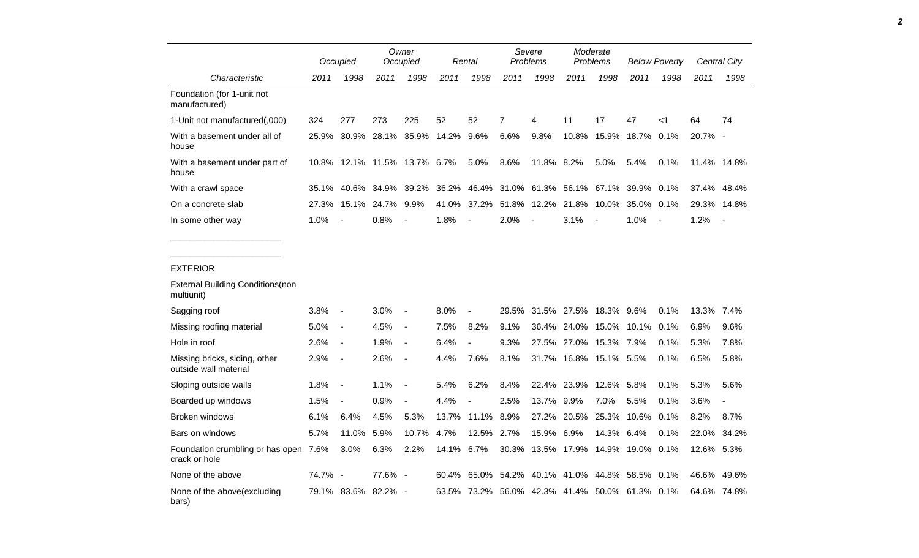| Characteristic | Occupied 2011 | Occupied 1998 | Owner Occupied 2011 | Owner Occupied 1998 | Rental 2011 | Rental 1998 | Severe Problems 2011 | Severe Problems 1998 | Moderate Problems 2011 | Moderate Problems 1998 | Below Poverty 2011 | Below Poverty 1998 | Central City 2011 | Central City 1998 |
|---|---|---|---|---|---|---|---|---|---|---|---|---|---|---|
| Foundation (for 1-unit not manufactured) | | | | | | | | | | | | | | |
| 1-Unit not manufactured(,000) | 324 | 277 | 273 | 225 | 52 | 52 | 7 | 4 | 11 | 17 | 47 | <1 | 64 | 74 |
| With a basement under all of house | 25.9% | 30.9% | 28.1% | 35.9% | 14.2% | 9.6% | 6.6% | 9.8% | 10.8% | 15.9% | 18.7% | 0.1% | 20.7% | - |
| With a basement under part of house | 10.8% | 12.1% | 11.5% | 13.7% | 6.7% | 5.0% | 8.6% | 11.8% | 8.2% | 5.0% | 5.4% | 0.1% | 11.4% | 14.8% |
| With a crawl space | 35.1% | 40.6% | 34.9% | 39.2% | 36.2% | 46.4% | 31.0% | 61.3% | 56.1% | 67.1% | 39.9% | 0.1% | 37.4% | 48.4% |
| On a concrete slab | 27.3% | 15.1% | 24.7% | 9.9% | 41.0% | 37.2% | 51.8% | 12.2% | 21.8% | 10.0% | 35.0% | 0.1% | 29.3% | 14.8% |
| In some other way | 1.0% | - | 0.8% | - | 1.8% | - | 2.0% | - | 3.1% | - | 1.0% | - | 1.2% | - |
| EXTERIOR | | | | | | | | | | | | | | |
| External Building Conditions(non multiunit) | | | | | | | | | | | | | | |
| Sagging roof | 3.8% | - | 3.0% | - | 8.0% | - | 29.5% | 31.5% | 27.5% | 18.3% | 9.6% | 0.1% | 13.3% | 7.4% |
| Missing roofing material | 5.0% | - | 4.5% | - | 7.5% | 8.2% | 9.1% | 36.4% | 24.0% | 15.0% | 10.1% | 0.1% | 6.9% | 9.6% |
| Hole in roof | 2.6% | - | 1.9% | - | 6.4% | - | 9.3% | 27.5% | 27.0% | 15.3% | 7.9% | 0.1% | 5.3% | 7.8% |
| Missing bricks, siding, other outside wall material | 2.9% | - | 2.6% | - | 4.4% | 7.6% | 8.1% | 31.7% | 16.8% | 15.1% | 5.5% | 0.1% | 6.5% | 5.8% |
| Sloping outside walls | 1.8% | - | 1.1% | - | 5.4% | 6.2% | 8.4% | 22.4% | 23.9% | 12.6% | 5.8% | 0.1% | 5.3% | 5.6% |
| Boarded up windows | 1.5% | - | 0.9% | - | 4.4% | - | 2.5% | 13.7% | 9.9% | 7.0% | 5.5% | 0.1% | 3.6% | - |
| Broken windows | 6.1% | 6.4% | 4.5% | 5.3% | 13.7% | 11.1% | 8.9% | 27.2% | 20.5% | 25.3% | 10.6% | 0.1% | 8.2% | 8.7% |
| Bars on windows | 5.7% | 11.0% | 5.9% | 10.7% | 4.7% | 12.5% | 2.7% | 15.9% | 6.9% | 14.3% | 6.4% | 0.1% | 22.0% | 34.2% |
| Foundation crumbling or has open crack or hole | 7.6% | 3.0% | 6.3% | 2.2% | 14.1% | 6.7% | 30.3% | 13.5% | 17.9% | 14.9% | 19.0% | 0.1% | 12.6% | 5.3% |
| None of the above | 74.7% | - | 77.6% | - | 60.4% | 65.0% | 54.2% | 40.1% | 41.0% | 44.8% | 58.5% | 0.1% | 46.6% | 49.6% |
| None of the above(excluding bars) | 79.1% | 83.6% | 82.2% | - | 63.5% | 73.2% | 56.0% | 42.3% | 41.4% | 50.0% | 61.3% | 0.1% | 64.6% | 74.8% |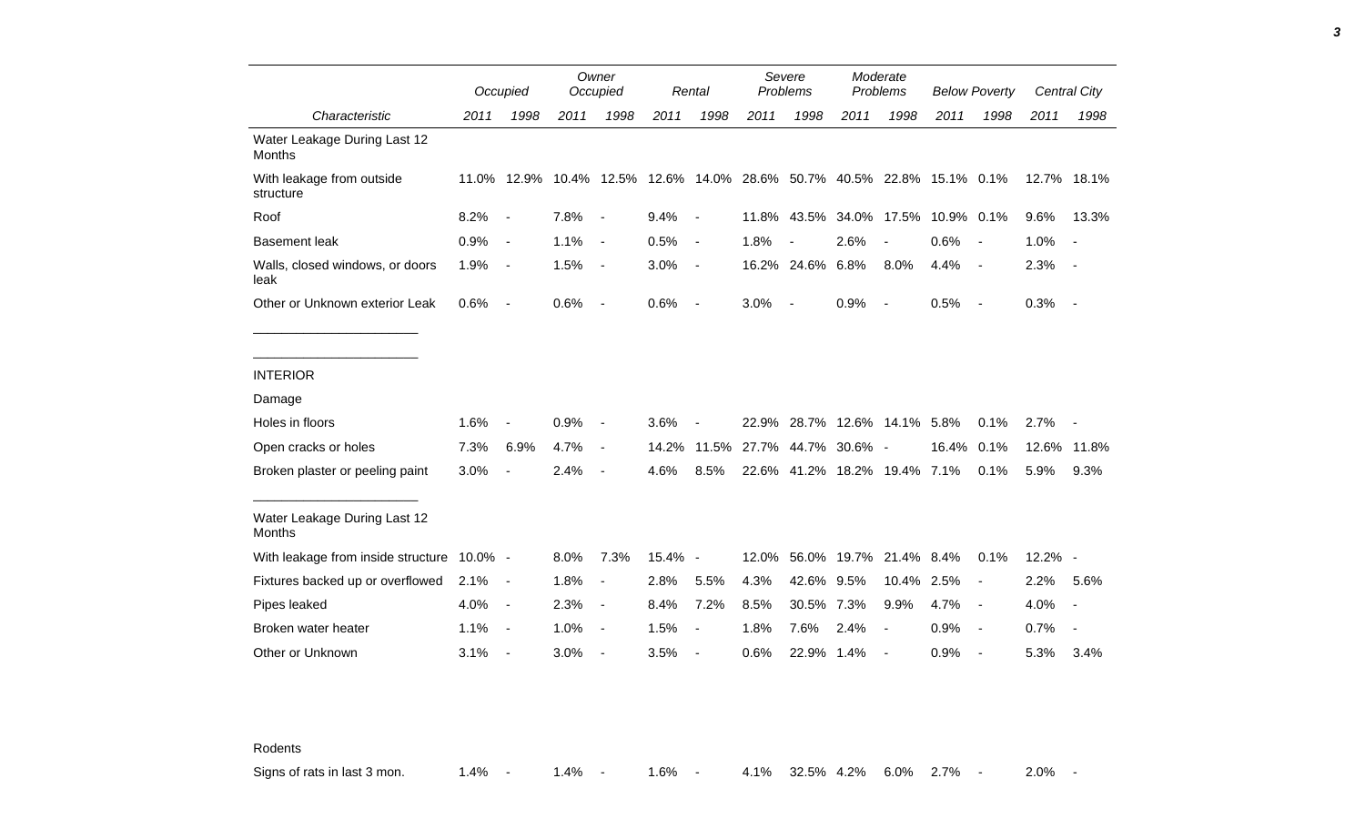| | Occupied | | Owner Occupied | | Rental | | Severe Problems | | Moderate Problems | | Below Poverty | | Central City | |
|---|---|---|---|---|---|---|---|---|---|---|---|---|---|---|
| Characteristic | 2011 | 1998 | 2011 | 1998 | 2011 | 1998 | 2011 | 1998 | 2011 | 1998 | 2011 | 1998 | 2011 | 1998 |
| Water Leakage During Last 12 Months | | | | | | | | | | | | | | |
| With leakage from outside structure | 11.0% | 12.9% | 10.4% | 12.5% | 12.6% | 14.0% | 28.6% | 50.7% | 40.5% | 22.8% | 15.1% | 0.1% | 12.7% | 18.1% |
| Roof | 8.2% | - | 7.8% | - | 9.4% | - | 11.8% | 43.5% | 34.0% | 17.5% | 10.9% | 0.1% | 9.6% | 13.3% |
| Basement leak | 0.9% | - | 1.1% | - | 0.5% | - | 1.8% | - | 2.6% | - | 0.6% | - | 1.0% | - |
| Walls, closed windows, or doors leak | 1.9% | - | 1.5% | - | 3.0% | - | 16.2% | 24.6% | 6.8% | 8.0% | 4.4% | - | 2.3% | - |
| Other or Unknown exterior Leak | 0.6% | - | 0.6% | - | 0.6% | - | 3.0% | - | 0.9% | - | 0.5% | - | 0.3% | - |
| INTERIOR | | | | | | | | | | | | | | |
| Damage | | | | | | | | | | | | | | |
| Holes in floors | 1.6% | - | 0.9% | - | 3.6% | - | 22.9% | 28.7% | 12.6% | 14.1% | 5.8% | 0.1% | 2.7% | - |
| Open cracks or holes | 7.3% | 6.9% | 4.7% | - | 14.2% | 11.5% | 27.7% | 44.7% | 30.6% | - | 16.4% | 0.1% | 12.6% | 11.8% |
| Broken plaster or peeling paint | 3.0% | - | 2.4% | - | 4.6% | 8.5% | 22.6% | 41.2% | 18.2% | 19.4% | 7.1% | 0.1% | 5.9% | 9.3% |
| Water Leakage During Last 12 Months | | | | | | | | | | | | | | |
| With leakage from inside structure | 10.0% | - | 8.0% | 7.3% | 15.4% | - | 12.0% | 56.0% | 19.7% | 21.4% | 8.4% | 0.1% | 12.2% | - |
| Fixtures backed up or overflowed | 2.1% | - | 1.8% | - | 2.8% | 5.5% | 4.3% | 42.6% | 9.5% | 10.4% | 2.5% | - | 2.2% | 5.6% |
| Pipes leaked | 4.0% | - | 2.3% | - | 8.4% | 7.2% | 8.5% | 30.5% | 7.3% | 9.9% | 4.7% | - | 4.0% | - |
| Broken water heater | 1.1% | - | 1.0% | - | 1.5% | - | 1.8% | 7.6% | 2.4% | - | 0.9% | - | 0.7% | - |
| Other or Unknown | 3.1% | - | 3.0% | - | 3.5% | - | 0.6% | 22.9% | 1.4% | - | 0.9% | - | 5.3% | 3.4% |
| Rodents | | | | | | | | | | | | | | |
| Signs of rats in last 3 mon. | 1.4% | - | 1.4% | - | 1.6% | - | 4.1% | 32.5% | 4.2% | 6.0% | 2.7% | - | 2.0% | - |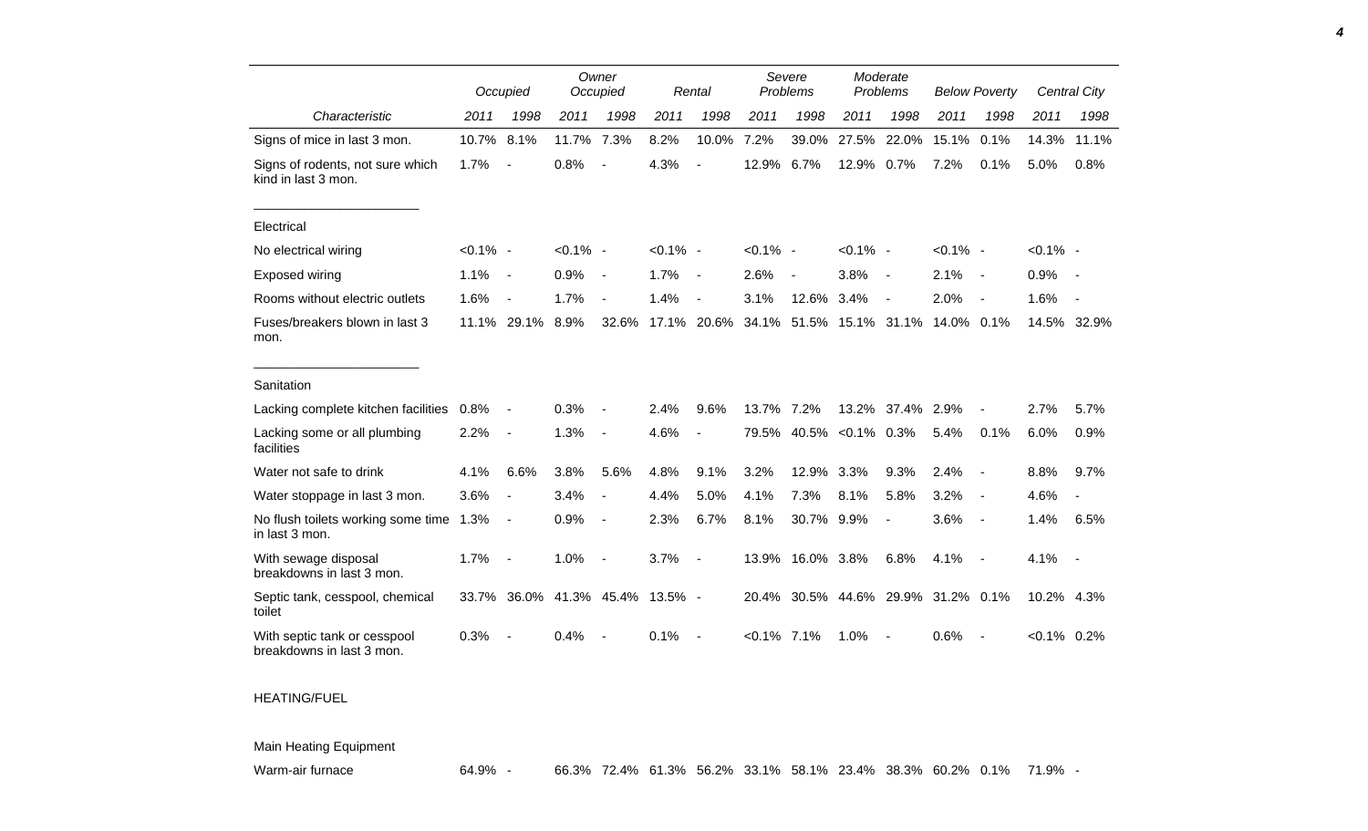| Characteristic | Occupied | | Owner Occupied | | Rental | | Severe Problems | | Moderate Problems | | Below Poverty | | Central City | |
|---|---|---|---|---|---|---|---|---|---|---|---|---|---|---|
| | 2011 | 1998 | 2011 | 1998 | 2011 | 1998 | 2011 | 1998 | 2011 | 1998 | 2011 | 1998 | 2011 | 1998 |
| Signs of mice in last 3 mon. | 10.7% | 8.1% | 11.7% | 7.3% | 8.2% | 10.0% | 7.2% | 39.0% | 27.5% | 22.0% | 15.1% | 0.1% | 14.3% | 11.1% |
| Signs of rodents, not sure which kind in last 3 mon. | 1.7% | - | 0.8% | - | 4.3% | - | 12.9% | 6.7% | 12.9% | 0.7% | 7.2% | 0.1% | 5.0% | 0.8% |
| Electrical | | | | | | | | | | | | | | |
| No electrical wiring | <0.1% | - | <0.1% | - | <0.1% | - | <0.1% | - | <0.1% | - | <0.1% | - | <0.1% | - |
| Exposed wiring | 1.1% | - | 0.9% | - | 1.7% | - | 2.6% | - | 3.8% | - | 2.1% | - | 0.9% | - |
| Rooms without electric outlets | 1.6% | - | 1.7% | - | 1.4% | - | 3.1% | 12.6% | 3.4% | - | 2.0% | - | 1.6% | - |
| Fuses/breakers blown in last 3 mon. | 11.1% | 29.1% | 8.9% | 32.6% | 17.1% | 20.6% | 34.1% | 51.5% | 15.1% | 31.1% | 14.0% | 0.1% | 14.5% | 32.9% |
| Sanitation | | | | | | | | | | | | | | |
| Lacking complete kitchen facilities | 0.8% | - | 0.3% | - | 2.4% | 9.6% | 13.7% | 7.2% | 13.2% | 37.4% | 2.9% | - | 2.7% | 5.7% |
| Lacking some or all plumbing facilities | 2.2% | - | 1.3% | - | 4.6% | - | 79.5% | 40.5% | <0.1% | 0.3% | 5.4% | 0.1% | 6.0% | 0.9% |
| Water not safe to drink | 4.1% | 6.6% | 3.8% | 5.6% | 4.8% | 9.1% | 3.2% | 12.9% | 3.3% | 9.3% | 2.4% | - | 8.8% | 9.7% |
| Water stoppage in last 3 mon. | 3.6% | - | 3.4% | - | 4.4% | 5.0% | 4.1% | 7.3% | 8.1% | 5.8% | 3.2% | - | 4.6% | - |
| No flush toilets working some time in last 3 mon. | 1.3% | - | 0.9% | - | 2.3% | 6.7% | 8.1% | 30.7% | 9.9% | - | 3.6% | - | 1.4% | 6.5% |
| With sewage disposal breakdowns in last 3 mon. | 1.7% | - | 1.0% | - | 3.7% | - | 13.9% | 16.0% | 3.8% | 6.8% | 4.1% | - | 4.1% | - |
| Septic tank, cesspool, chemical toilet | 33.7% | 36.0% | 41.3% | 45.4% | 13.5% | - | 20.4% | 30.5% | 44.6% | 29.9% | 31.2% | 0.1% | 10.2% | 4.3% |
| With septic tank or cesspool breakdowns in last 3 mon. | 0.3% | - | 0.4% | - | 0.1% | - | <0.1% | 7.1% | 1.0% | - | 0.6% | - | <0.1% | 0.2% |
| HEATING/FUEL | | | | | | | | | | | | | | |
| Main Heating Equipment | | | | | | | | | | | | | | |
| Warm-air furnace | 64.9% | - | 66.3% | 72.4% | 61.3% | 56.2% | 33.1% | 58.1% | 23.4% | 38.3% | 60.2% | 0.1% | 71.9% | - |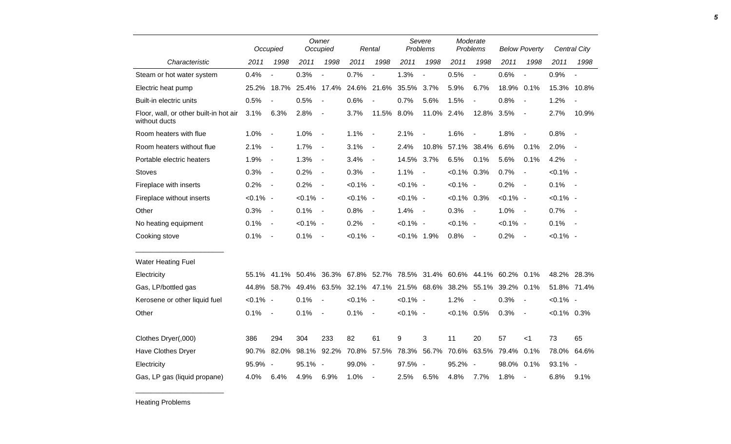| Characteristic | Occupied 2011 | Occupied 1998 | Owner Occupied 2011 | Owner Occupied 1998 | Rental 2011 | Rental 1998 | Severe Problems 2011 | Severe Problems 1998 | Moderate Problems 2011 | Moderate Problems 1998 | Below Poverty 2011 | Below Poverty 1998 | Central City 2011 | Central City 1998 |
|---|---|---|---|---|---|---|---|---|---|---|---|---|---|---|
| Steam or hot water system | 0.4% | - | 0.3% | - | 0.7% | - | 1.3% | - | 0.5% | - | 0.6% | - | 0.9% | - |
| Electric heat pump | 25.2% | 18.7% | 25.4% | 17.4% | 24.6% | 21.6% | 35.5% | 3.7% | 5.9% | 6.7% | 18.9% | 0.1% | 15.3% | 10.8% |
| Built-in electric units | 0.5% | - | 0.5% | - | 0.6% | - | 0.7% | 5.6% | 1.5% | - | 0.8% | - | 1.2% | - |
| Floor, wall, or other built-in hot air without ducts | 3.1% | 6.3% | 2.8% | - | 3.7% | 11.5% | 8.0% | 11.0% | 2.4% | 12.8% | 3.5% | - | 2.7% | 10.9% |
| Room heaters with flue | 1.0% | - | 1.0% | - | 1.1% | - | 2.1% | - | 1.6% | - | 1.8% | - | 0.8% | - |
| Room heaters without flue | 2.1% | - | 1.7% | - | 3.1% | - | 2.4% | 10.8% | 57.1% | 38.4% | 6.6% | 0.1% | 2.0% | - |
| Portable electric heaters | 1.9% | - | 1.3% | - | 3.4% | - | 14.5% | 3.7% | 6.5% | 0.1% | 5.6% | 0.1% | 4.2% | - |
| Stoves | 0.3% | - | 0.2% | - | 0.3% | - | 1.1% | - | <0.1% | 0.3% | 0.7% | - | <0.1% | - |
| Fireplace with inserts | 0.2% | - | 0.2% | - | <0.1% | - | <0.1% | - | <0.1% | - | 0.2% | - | 0.1% | - |
| Fireplace without inserts | <0.1% | - | <0.1% | - | <0.1% | - | <0.1% | - | <0.1% | 0.3% | <0.1% | - | <0.1% | - |
| Other | 0.3% | - | 0.1% | - | 0.8% | - | 1.4% | - | 0.3% | - | 1.0% | - | 0.7% | - |
| No heating equipment | 0.1% | - | <0.1% | - | 0.2% | - | <0.1% | - | <0.1% | - | <0.1% | - | 0.1% | - |
| Cooking stove | 0.1% | - | 0.1% | - | <0.1% | - | <0.1% | 1.9% | 0.8% | - | 0.2% | - | <0.1% | - |
| Water Heating Fuel | | | | | | | | | | | | | | |
| Electricity | 55.1% | 41.1% | 50.4% | 36.3% | 67.8% | 52.7% | 78.5% | 31.4% | 60.6% | 44.1% | 60.2% | 0.1% | 48.2% | 28.3% |
| Gas, LP/bottled gas | 44.8% | 58.7% | 49.4% | 63.5% | 32.1% | 47.1% | 21.5% | 68.6% | 38.2% | 55.1% | 39.2% | 0.1% | 51.8% | 71.4% |
| Kerosene or other liquid fuel | <0.1% | - | 0.1% | - | <0.1% | - | <0.1% | - | 1.2% | - | 0.3% | - | <0.1% | - |
| Other | 0.1% | - | 0.1% | - | 0.1% | - | <0.1% | - | <0.1% | 0.5% | 0.3% | - | <0.1% | 0.3% |
| Clothes Dryer(,000) | 386 | 294 | 304 | 233 | 82 | 61 | 9 | 3 | 11 | 20 | 57 | <1 | 73 | 65 |
| Have Clothes Dryer | 90.7% | 82.0% | 98.1% | 92.2% | 70.8% | 57.5% | 78.3% | 56.7% | 70.6% | 63.5% | 79.4% | 0.1% | 78.0% | 64.6% |
| Electricity | 95.9% | - | 95.1% | - | 99.0% | - | 97.5% | - | 95.2% | - | 98.0% | 0.1% | 93.1% | - |
| Gas, LP gas (liquid propane) | 4.0% | 6.4% | 4.9% | 6.9% | 1.0% | - | 2.5% | 6.5% | 4.8% | 7.7% | 1.8% | - | 6.8% | 9.1% |

Heating Problems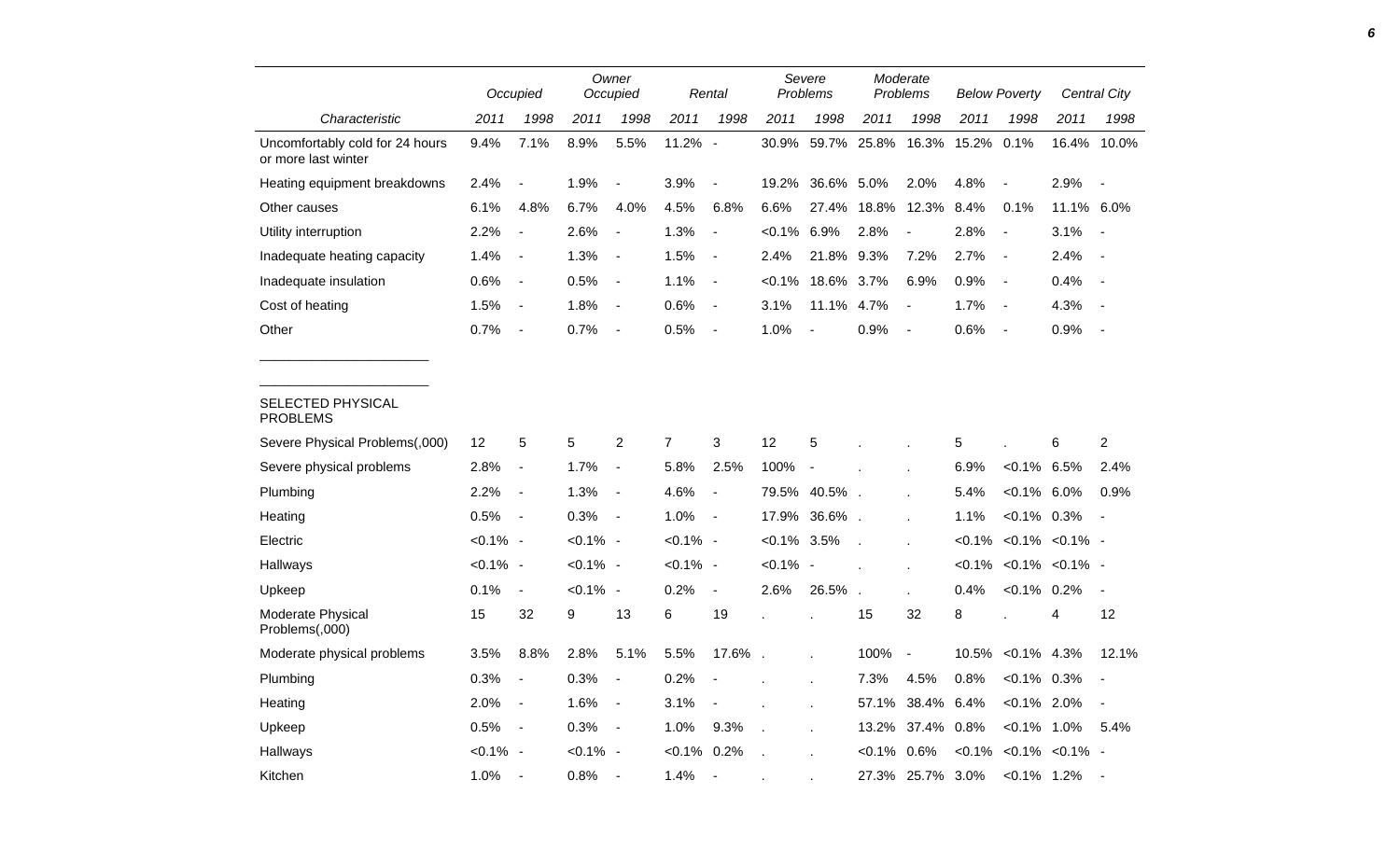| Characteristic | Occupied 2011 | Occupied 1998 | Owner Occupied 2011 | Owner Occupied 1998 | Rental 2011 | Rental 1998 | Severe Problems 2011 | Severe Problems 1998 | Moderate Problems 2011 | Moderate Problems 1998 | Below Poverty 2011 | Below Poverty 1998 | Central City 2011 | Central City 1998 |
|---|---|---|---|---|---|---|---|---|---|---|---|---|---|---|
| Uncomfortably cold for 24 hours or more last winter | 9.4% | 7.1% | 8.9% | 5.5% | 11.2% | - | 30.9% | 59.7% | 25.8% | 16.3% | 15.2% | 0.1% | 16.4% | 10.0% |
| Heating equipment breakdowns | 2.4% | - | 1.9% | - | 3.9% | - | 19.2% | 36.6% | 5.0% | 2.0% | 4.8% | - | 2.9% | - |
| Other causes | 6.1% | 4.8% | 6.7% | 4.0% | 4.5% | 6.8% | 6.6% | 27.4% | 18.8% | 12.3% | 8.4% | 0.1% | 11.1% | 6.0% |
| Utility interruption | 2.2% | - | 2.6% | - | 1.3% | - | <0.1% | 6.9% | 2.8% | - | 2.8% | - | 3.1% | - |
| Inadequate heating capacity | 1.4% | - | 1.3% | - | 1.5% | - | 2.4% | 21.8% | 9.3% | 7.2% | 2.7% | - | 2.4% | - |
| Inadequate insulation | 0.6% | - | 0.5% | - | 1.1% | - | <0.1% | 18.6% | 3.7% | 6.9% | 0.9% | - | 0.4% | - |
| Cost of heating | 1.5% | - | 1.8% | - | 0.6% | - | 3.1% | 11.1% | 4.7% | - | 1.7% | - | 4.3% | - |
| Other | 0.7% | - | 0.7% | - | 0.5% | - | 1.0% | - | 0.9% | - | 0.6% | - | 0.9% | - |
| SELECTED PHYSICAL PROBLEMS | | | | | | | | | | | | | | |
| Severe Physical Problems(,000) | 12 | 5 | 5 | 2 | 7 | 3 | 12 | 5 | . | . | 5 | . | 6 | 2 |
| Severe physical problems | 2.8% | - | 1.7% | - | 5.8% | 2.5% | 100% | - | . | . | 6.9% | <0.1% | 6.5% | 2.4% |
| Plumbing | 2.2% | - | 1.3% | - | 4.6% | - | 79.5% | 40.5% | . | . | 5.4% | <0.1% | 6.0% | 0.9% |
| Heating | 0.5% | - | 0.3% | - | 1.0% | - | 17.9% | 36.6% | . | . | 1.1% | <0.1% | 0.3% | - |
| Electric | <0.1% | - | <0.1% | - | <0.1% | - | <0.1% | 3.5% | . | . | <0.1% | <0.1% | <0.1% | - |
| Hallways | <0.1% | - | <0.1% | - | <0.1% | - | <0.1% | - | . | . | <0.1% | <0.1% | <0.1% | - |
| Upkeep | 0.1% | - | <0.1% | - | 0.2% | - | 2.6% | 26.5% | . | . | 0.4% | <0.1% | 0.2% | - |
| Moderate Physical Problems(,000) | 15 | 32 | 9 | 13 | 6 | 19 | . | . | 15 | 32 | 8 | . | 4 | 12 |
| Moderate physical problems | 3.5% | 8.8% | 2.8% | 5.1% | 5.5% | 17.6% | . | . | 100% | - | 10.5% | <0.1% | 4.3% | 12.1% |
| Plumbing | 0.3% | - | 0.3% | - | 0.2% | - | . | . | 7.3% | 4.5% | 0.8% | <0.1% | 0.3% | - |
| Heating | 2.0% | - | 1.6% | - | 3.1% | - | . | . | 57.1% | 38.4% | 6.4% | <0.1% | 2.0% | - |
| Upkeep | 0.5% | - | 0.3% | - | 1.0% | 9.3% | . | . | 13.2% | 37.4% | 0.8% | <0.1% | 1.0% | 5.4% |
| Hallways | <0.1% | - | <0.1% | - | <0.1% | 0.2% | . | . | <0.1% | 0.6% | <0.1% | <0.1% | <0.1% | - |
| Kitchen | 1.0% | - | 0.8% | - | 1.4% | - | . | . | 27.3% | 25.7% | 3.0% | <0.1% | 1.2% | - |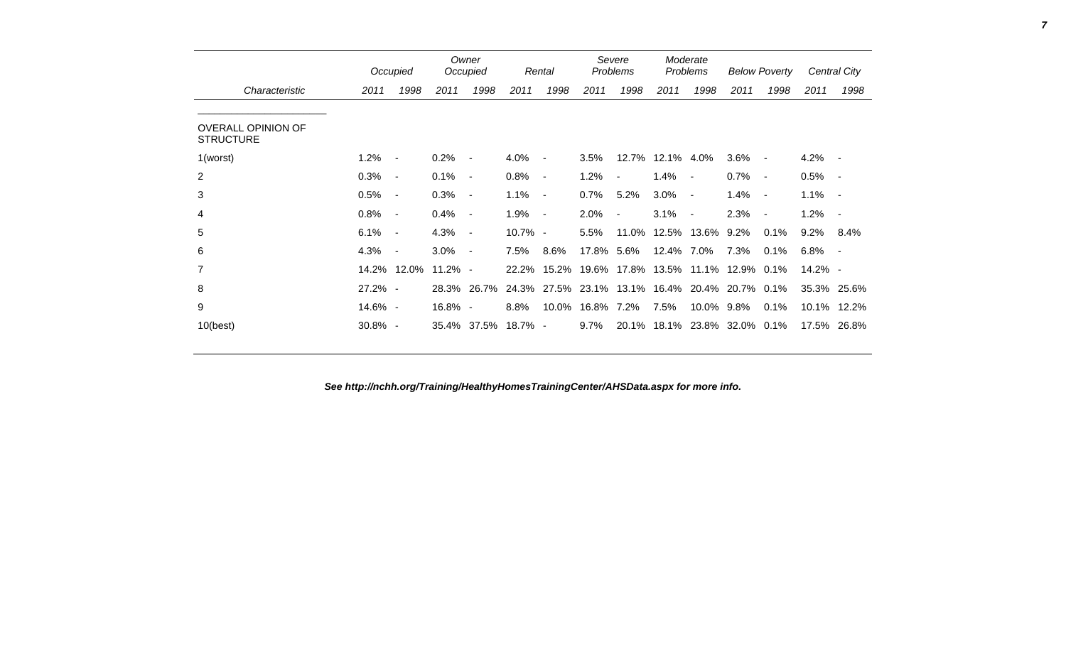| Characteristic | Occupied 2011 | Occupied 1998 | Owner Occupied 2011 | Owner Occupied 1998 | Rental 2011 | Rental 1998 | Severe Problems 2011 | Severe Problems 1998 | Moderate Problems 2011 | Moderate Problems 1998 | Below Poverty 2011 | Below Poverty 1998 | Central City 2011 | Central City 1998 |
|---|---|---|---|---|---|---|---|---|---|---|---|---|---|---|
| OVERALL OPINION OF STRUCTURE | | | | | | | | | | | | | | |
| 1(worst) | 1.2% | - | 0.2% | - | 4.0% | - | 3.5% | 12.7% | 12.1% | 4.0% | 3.6% | - | 4.2% | - |
| 2 | 0.3% | - | 0.1% | - | 0.8% | - | 1.2% | - | 1.4% | - | 0.7% | - | 0.5% | - |
| 3 | 0.5% | - | 0.3% | - | 1.1% | - | 0.7% | 5.2% | 3.0% | - | 1.4% | - | 1.1% | - |
| 4 | 0.8% | - | 0.4% | - | 1.9% | - | 2.0% | - | 3.1% | - | 2.3% | - | 1.2% | - |
| 5 | 6.1% | - | 4.3% | - | 10.7% | - | 5.5% | 11.0% | 12.5% | 13.6% | 9.2% | 0.1% | 9.2% | 8.4% |
| 6 | 4.3% | - | 3.0% | - | 7.5% | 8.6% | 17.8% | 5.6% | 12.4% | 7.0% | 7.3% | 0.1% | 6.8% | - |
| 7 | 14.2% | 12.0% | 11.2% | - | 22.2% | 15.2% | 19.6% | 17.8% | 13.5% | 11.1% | 12.9% | 0.1% | 14.2% | - |
| 8 | 27.2% | - | 28.3% | 26.7% | 24.3% | 27.5% | 23.1% | 13.1% | 16.4% | 20.4% | 20.7% | 0.1% | 35.3% | 25.6% |
| 9 | 14.6% | - | 16.8% | - | 8.8% | 10.0% | 16.8% | 7.2% | 7.5% | 10.0% | 9.8% | 0.1% | 10.1% | 12.2% |
| 10(best) | 30.8% | - | 35.4% | 37.5% | 18.7% | - | 9.7% | 20.1% | 18.1% | 23.8% | 32.0% | 0.1% | 17.5% | 26.8% |

***See http://nchh.org/Training/HealthyHomesTrainingCenter/AHSData.aspx for more info.***